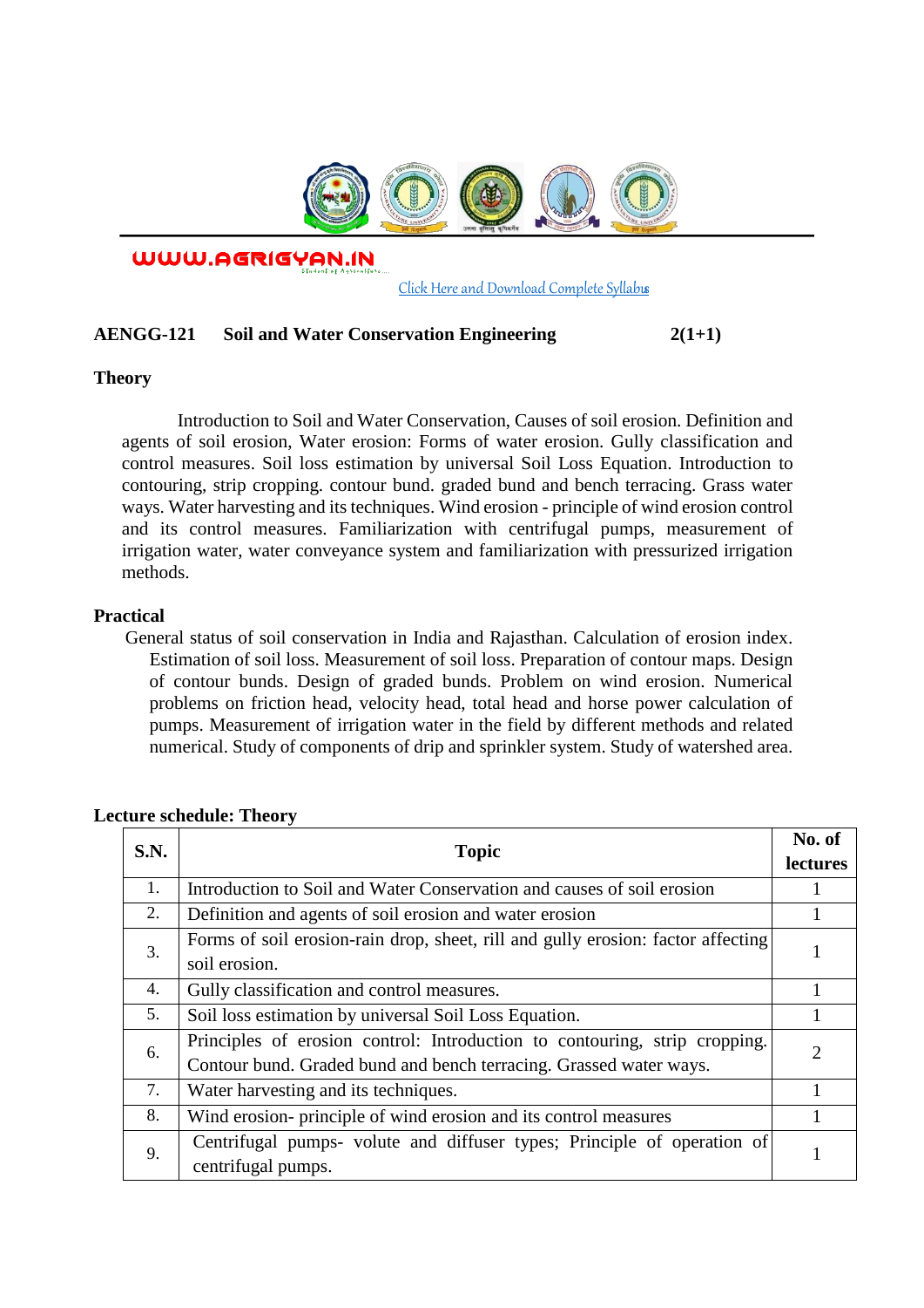WWW.AGRIGYAN.IN

Click Here and Download Complete Syllabus

**AENGG-121 Soil and Water Conservation Engineering 2(1+1)**

**Theory**

Introduction to Soil and Water Conservation, Causes of soil erosion. Definition and agents of soil erosion, Water erosion: Forms of water erosion. Gully classification and control measures. Soil loss estimation by universal Soil Loss Equation. Introduction to contouring, strip cropping. contour bund. graded bund and bench terracing. Grass water ways. Water harvesting and its techniques. Wind erosion - principle of wind erosion control and its control measures. Familiarization with centrifugal pumps, measurement of irrigation water, water conveyance system and familiarization with pressurized irrigation methods.

**Practical**

General status of soil conservation in India and Rajasthan. Calculation of erosion index. Estimation of soil loss. Measurement of soil loss. Preparation of contour maps. Design of contour bunds. Design of graded bunds. Problem on wind erosion. Numerical problems on friction head, velocity head, total head and horse power calculation of pumps. Measurement of irrigation water in the field by different methods and related numerical. Study of components of drip and sprinkler system. Study of watershed area.

**Lecture schedule: Theory**

| S.N. | Topic | No. of lectures |
|---|---|---|
| 1. | Introduction to Soil and Water Conservation and causes of soil erosion | 1 |
| 2. | Definition and agents of soil erosion and water erosion | 1 |
| 3. | Forms of soil erosion-rain drop, sheet, rill and gully erosion: factor affecting soil erosion. | 1 |
| 4. | Gully classification and control measures. | 1 |
| 5. | Soil loss estimation by universal Soil Loss Equation. | 1 |
| 6. | Principles of erosion control: Introduction to contouring, strip cropping. Contour bund. Graded bund and bench terracing. Grassed water ways. | 2 |
| 7. | Water harvesting and its techniques. | 1 |
| 8. | Wind erosion- principle of wind erosion and its control measures | 1 |
| 9. | Centrifugal pumps- volute and diffuser types; Principle of operation of centrifugal pumps. | 1 |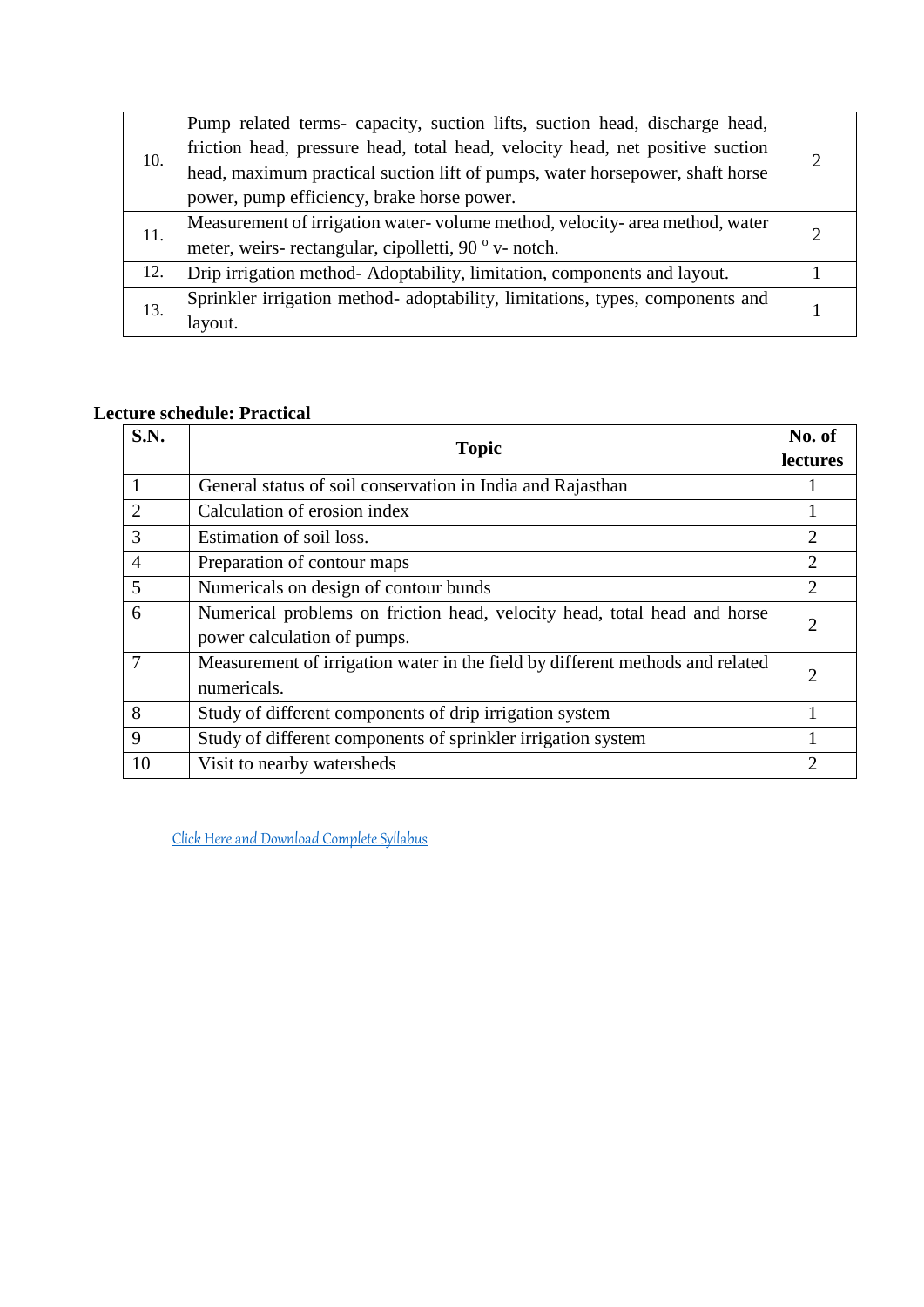| | | |
|---|---|---|
| 10. | Pump related terms- capacity, suction lifts, suction head, discharge head, friction head, pressure head, total head, velocity head, net positive suction head, maximum practical suction lift of pumps, water horsepower, shaft horse power, pump efficiency, brake horse power. | 2 |
| 11. | Measurement of irrigation water- volume method, velocity- area method, water meter, weirs- rectangular, cipolletti, $90^{o}$ v- notch. | 2 |
| 12. | Drip irrigation method- Adoptability, limitation, components and layout. | 1 |
| 13. | Sprinkler irrigation method- adoptability, limitations, types, components and layout. | 1 |

**Lecture schedule: Practical**

| S.N. | Topic | No. of lectures |
|---|---|---|
| 1 | General status of soil conservation in India and Rajasthan | 1 |
| 2 | Calculation of erosion index | 1 |
| 3 | Estimation of soil loss. | 2 |
| 4 | Preparation of contour maps | 2 |
| 5 | Numericals on design of contour bunds | 2 |
| 6 | Numerical problems on friction head, velocity head, total head and horse power calculation of pumps. | 2 |
| 7 | Measurement of irrigation water in the field by different methods and related numericals. | 2 |
| 8 | Study of different components of drip irrigation system | 1 |
| 9 | Study of different components of sprinkler irrigation system | 1 |
| 10 | Visit to nearby watersheds | 2 |

Click Here and Download Complete Syllabus